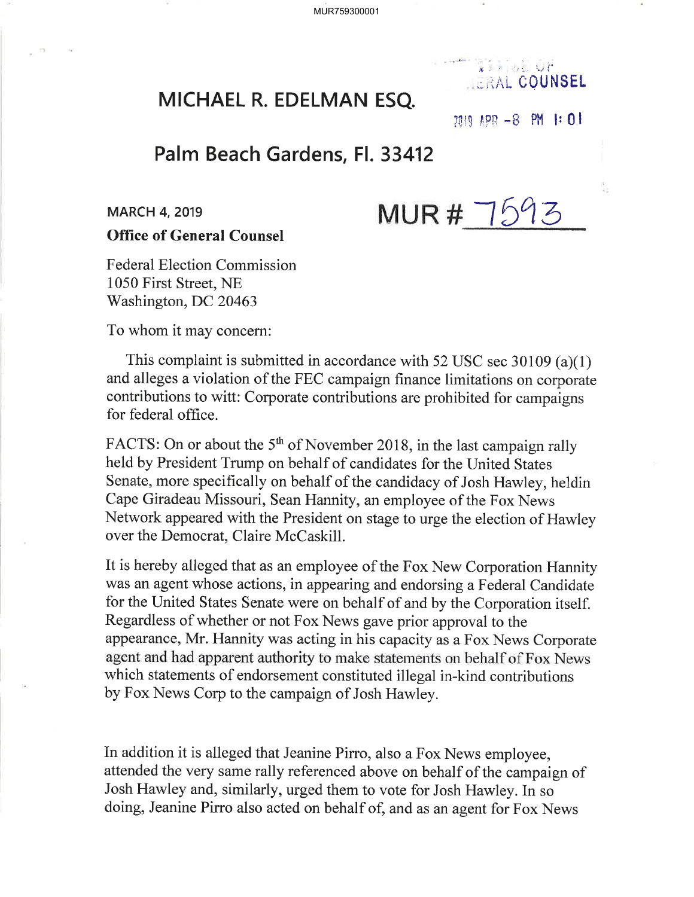OFFICE OF GENERAL COUNSEL

2019 APR -8 PM 1:01

# MICHAEL R. EDELMAN ESQ.

## Palm Beach Gardens, Fl. 33412

**MARCH 4, 2019**

**MUR # 7593**

**Office of General Counsel**

Federal Election Commission
1050 First Street, NE
Washington, DC 20463

To whom it may concern:

This complaint is submitted in accordance with 52 USC sec 30109 (a)(1) and alleges a violation of the FEC campaign finance limitations on corporate contributions to witt: Corporate contributions are prohibited for campaigns for federal office.

FACTS: On or about the 5th of November 2018, in the last campaign rally held by President Trump on behalf of candidates for the United States Senate, more specifically on behalf of the candidacy of Josh Hawley, heldin Cape Giradeau Missouri, Sean Hannity, an employee of the Fox News Network appeared with the President on stage to urge the election of Hawley over the Democrat, Claire McCaskill.

It is hereby alleged that as an employee of the Fox New Corporation Hannity was an agent whose actions, in appearing and endorsing a Federal Candidate for the United States Senate were on behalf of and by the Corporation itself. Regardless of whether or not Fox News gave prior approval to the appearance, Mr. Hannity was acting in his capacity as a Fox News Corporate agent and had apparent authority to make statements on behalf of Fox News which statements of endorsement constituted illegal in-kind contributions by Fox News Corp to the campaign of Josh Hawley.

In addition it is alleged that Jeanine Pirro, also a Fox News employee, attended the very same rally referenced above on behalf of the campaign of Josh Hawley and, similarly, urged them to vote for Josh Hawley. In so doing, Jeanine Pirro also acted on behalf of, and as an agent for Fox News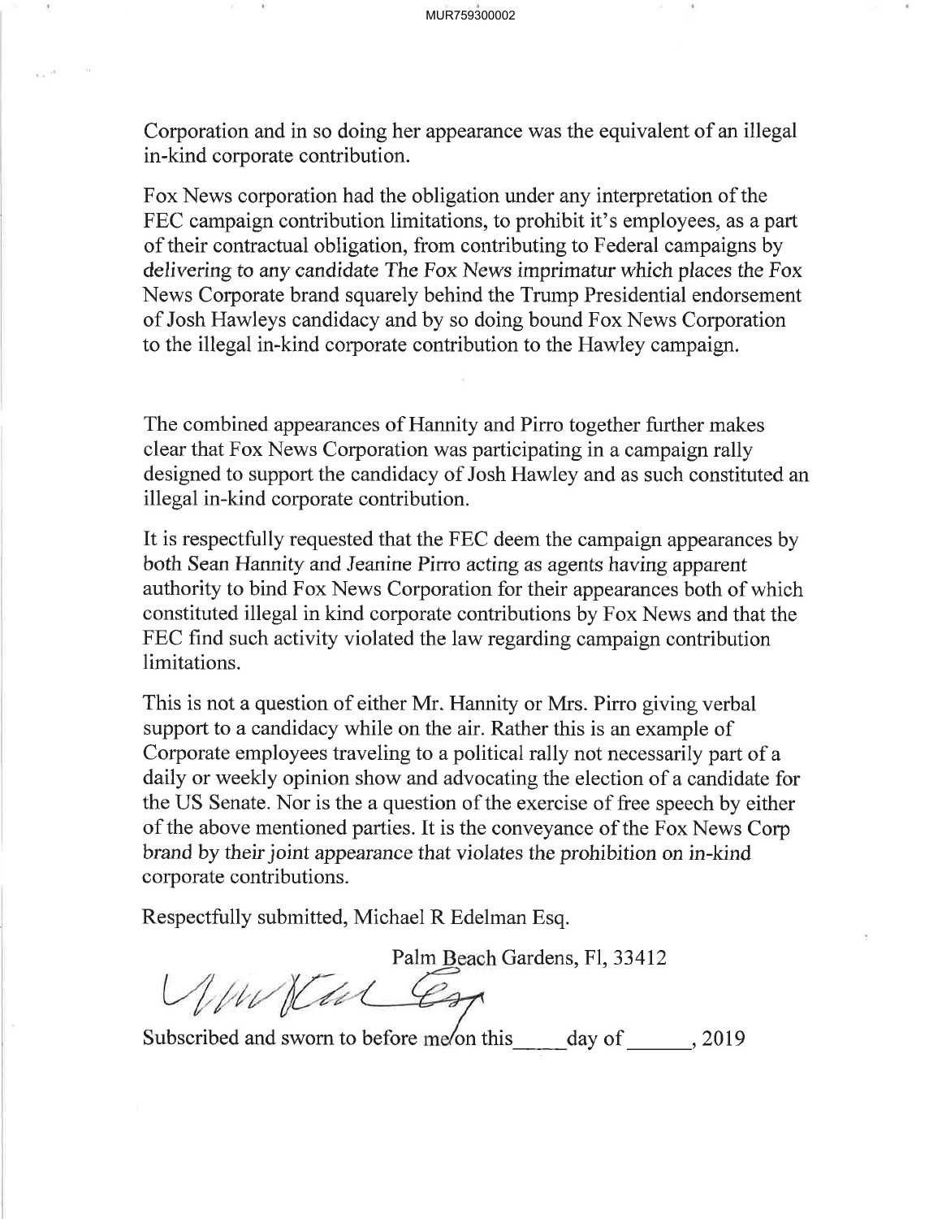Corporation and in so doing her appearance was the equivalent of an illegal in-kind corporate contribution.

Fox News corporation had the obligation under any interpretation of the FEC campaign contribution limitations, to prohibit it's employees, as a part of their contractual obligation, from contributing to Federal campaigns by delivering to any candidate The Fox News imprimatur which places the Fox News Corporate brand squarely behind the Trump Presidential endorsement of Josh Hawleys candidacy and by so doing bound Fox News Corporation to the illegal in-kind corporate contribution to the Hawley campaign.

The combined appearances of Hannity and Pirro together further makes clear that Fox News Corporation was participating in a campaign rally designed to support the candidacy of Josh Hawley and as such constituted an illegal in-kind corporate contribution.

It is respectfully requested that the FEC deem the campaign appearances by both Sean Hannity and Jeanine Pirro acting as agents having apparent authority to bind Fox News Corporation for their appearances both of which constituted illegal in kind corporate contributions by Fox News and that the FEC find such activity violated the law regarding campaign contribution limitations.

This is not a question of either Mr. Hannity or Mrs. Pirro giving verbal support to a candidacy while on the air. Rather this is an example of Corporate employees traveling to a political rally not necessarily part of a daily or weekly opinion show and advocating the election of a candidate for the US Senate. Nor is the a question of the exercise of free speech by either of the above mentioned parties. It is the conveyance of the Fox News Corp brand by their joint appearance that violates the prohibition on in-kind corporate contributions.

Respectfully submitted, Michael R Edelman Esq.

Palm Beach Gardens, Fl, 33412

Subscribed and sworn to before me/on this\_\_\_\_day of \_\_\_\_\_\_, 2019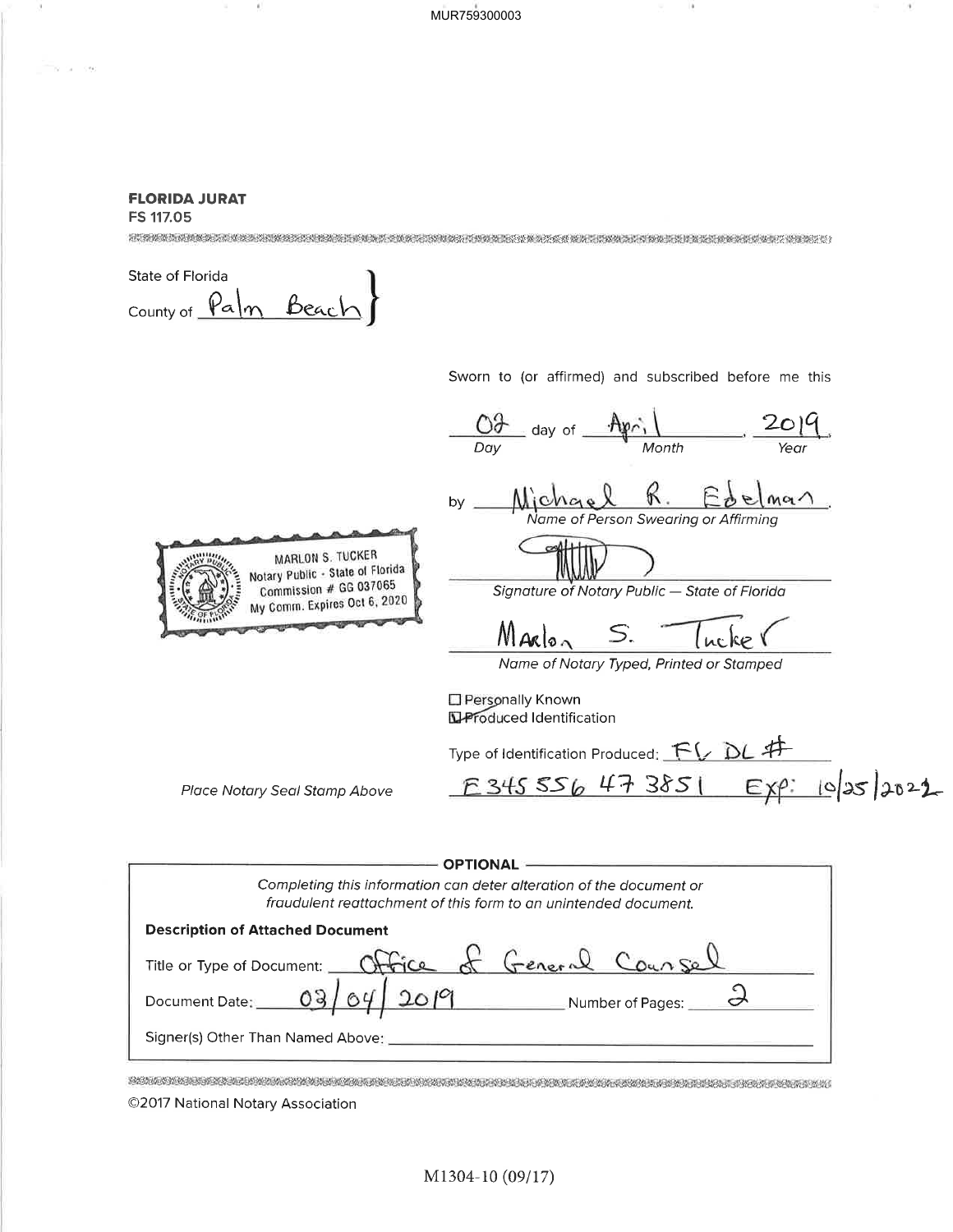**FLORIDA JURAT**
FS 117.05

State of Florida
County of Palm Beach

Sworn to (or affirmed) and subscribed before me this

02 day of April, 2019.
*Day* *Month* *Year*

by Michael R. Edelman.
*Name of Person Swearing or Affirming*

MARLON S. TUCKER
Notary Public - State of Florida
Commission # GG 037065
My Comm. Expires Oct 6, 2020

[signature]
*Signature of Notary Public — State of Florida*

Marlon S. Tucker
*Name of Notary Typed, Printed or Stamped*

☐ Personally Known
☒ Produced Identification

Type of Identification Produced: FL DL #
E345 556 47 3851 Exp: 10/25/2022

*Place Notary Seal Stamp Above*

**OPTIONAL**

*Completing this information can deter alteration of the document or fraudulent reattachment of this form to an unintended document.*

**Description of Attached Document**

Title or Type of Document: Office of General Counsel

Document Date: 03/04/2019 Number of Pages: 2

Signer(s) Other Than Named Above:

©2017 National Notary Association

M1304-10 (09/17)